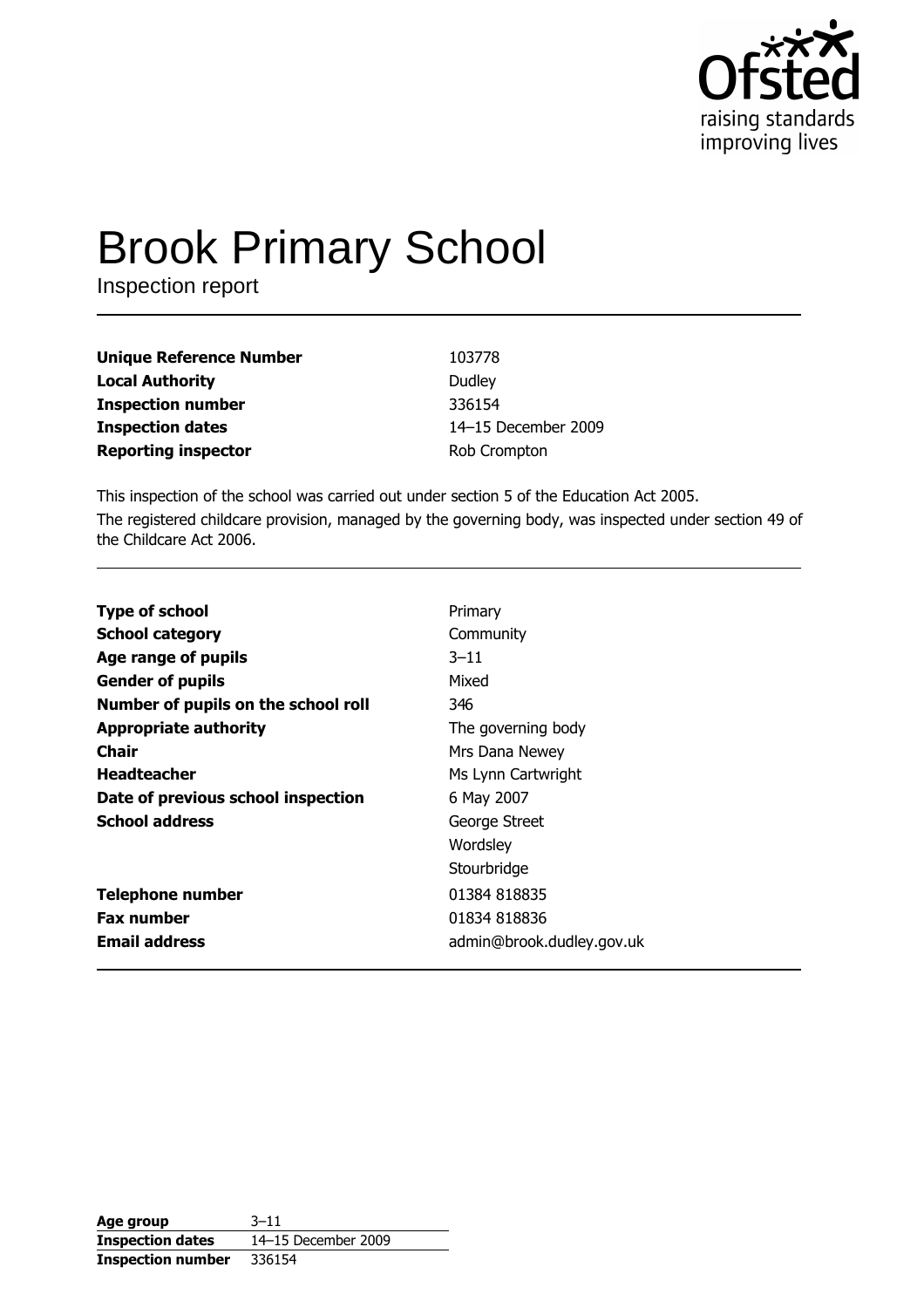# Brook Primary School

Inspection report

| | |
|---|---|
| **Unique Reference Number** | 103778 |
| **Local Authority** | Dudley |
| **Inspection number** | 336154 |
| **Inspection dates** | 14–15 December 2009 |
| **Reporting inspector** | Rob Crompton |

This inspection of the school was carried out under section 5 of the Education Act 2005.

The registered childcare provision, managed by the governing body, was inspected under section 49 of the Childcare Act 2006.

| | |
|---|---|
| **Type of school** | Primary |
| **School category** | Community |
| **Age range of pupils** | 3–11 |
| **Gender of pupils** | Mixed |
| **Number of pupils on the school roll** | 346 |
| **Appropriate authority** | The governing body |
| **Chair** | Mrs Dana Newey |
| **Headteacher** | Ms Lynn Cartwright |
| **Date of previous school inspection** | 6 May 2007 |
| **School address** | George Street<br>Wordsley<br>Stourbridge |
| **Telephone number** | 01384 818835 |
| **Fax number** | 01834 818836 |
| **Email address** | admin@brook.dudley.gov.uk |

| | |
|---|---|
| **Age group** | 3–11 |
| **Inspection dates** | 14–15 December 2009 |
| **Inspection number** | 336154 |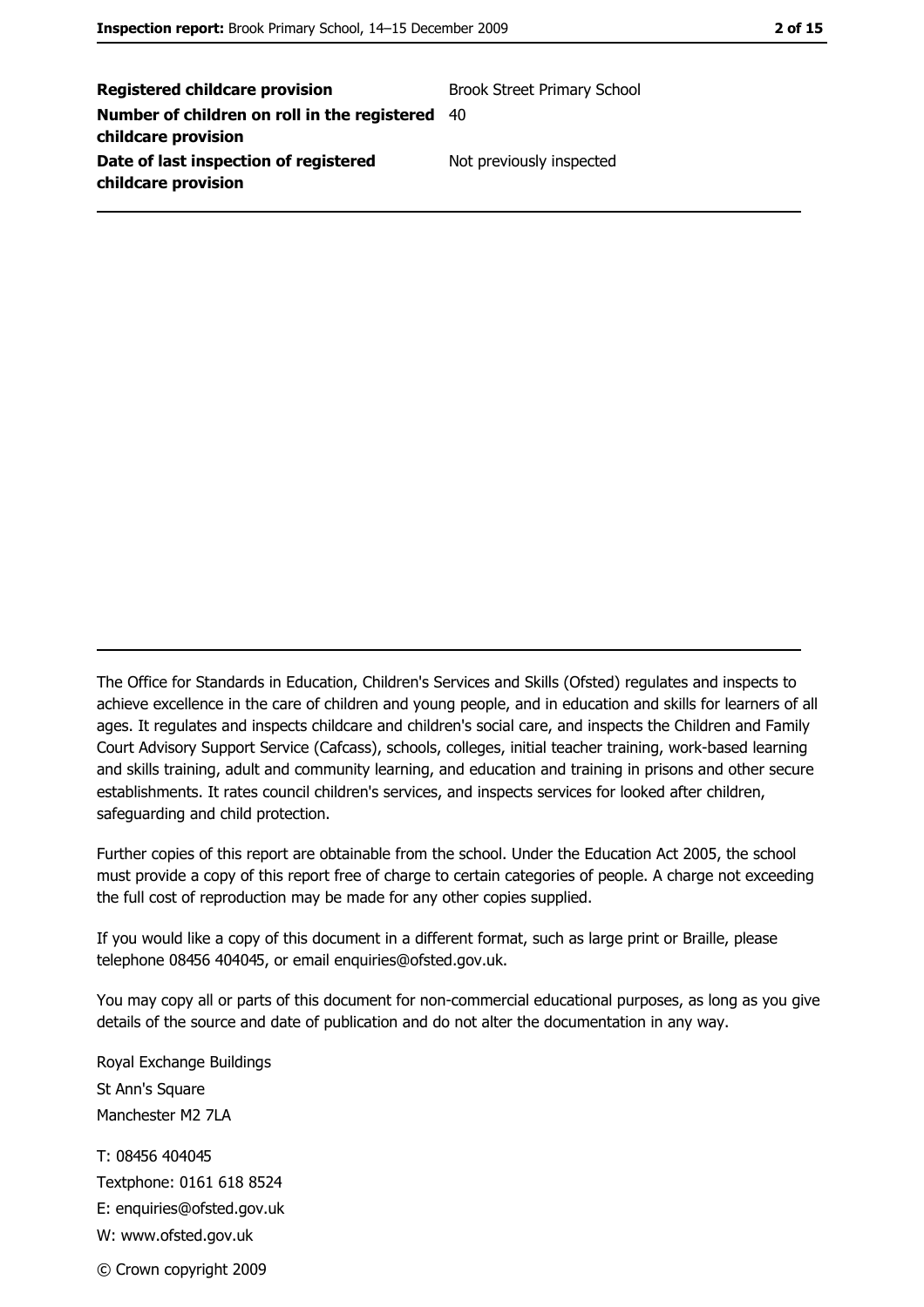| | |
|---|---|
| **Registered childcare provision** | Brook Street Primary School |
| **Number of children on roll in the registered childcare provision** | 40 |
| **Date of last inspection of registered childcare provision** | Not previously inspected |

The Office for Standards in Education, Children's Services and Skills (Ofsted) regulates and inspects to achieve excellence in the care of children and young people, and in education and skills for learners of all ages. It regulates and inspects childcare and children's social care, and inspects the Children and Family Court Advisory Support Service (Cafcass), schools, colleges, initial teacher training, work-based learning and skills training, adult and community learning, and education and training in prisons and other secure establishments. It rates council children's services, and inspects services for looked after children, safeguarding and child protection.

Further copies of this report are obtainable from the school. Under the Education Act 2005, the school must provide a copy of this report free of charge to certain categories of people. A charge not exceeding the full cost of reproduction may be made for any other copies supplied.

If you would like a copy of this document in a different format, such as large print or Braille, please telephone 08456 404045, or email enquiries@ofsted.gov.uk.

You may copy all or parts of this document for non-commercial educational purposes, as long as you give details of the source and date of publication and do not alter the documentation in any way.

Royal Exchange Buildings
St Ann's Square
Manchester M2 7LA

T: 08456 404045
Textphone: 0161 618 8524
E: enquiries@ofsted.gov.uk
W: www.ofsted.gov.uk

© Crown copyright 2009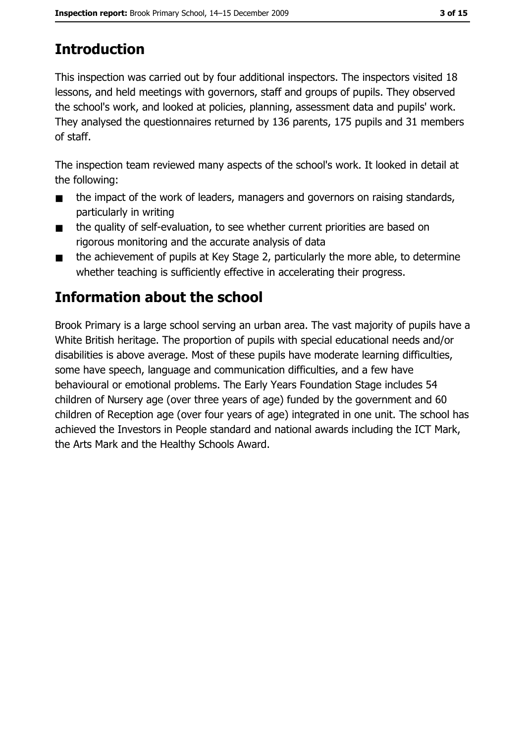# Introduction

This inspection was carried out by four additional inspectors. The inspectors visited 18 lessons, and held meetings with governors, staff and groups of pupils. They observed the school's work, and looked at policies, planning, assessment data and pupils' work. They analysed the questionnaires returned by 136 parents, 175 pupils and 31 members of staff.

The inspection team reviewed many aspects of the school's work. It looked in detail at the following:

- the impact of the work of leaders, managers and governors on raising standards, particularly in writing
- the quality of self-evaluation, to see whether current priorities are based on rigorous monitoring and the accurate analysis of data
- the achievement of pupils at Key Stage 2, particularly the more able, to determine whether teaching is sufficiently effective in accelerating their progress.

# Information about the school

Brook Primary is a large school serving an urban area. The vast majority of pupils have a White British heritage. The proportion of pupils with special educational needs and/or disabilities is above average. Most of these pupils have moderate learning difficulties, some have speech, language and communication difficulties, and a few have behavioural or emotional problems. The Early Years Foundation Stage includes 54 children of Nursery age (over three years of age) funded by the government and 60 children of Reception age (over four years of age) integrated in one unit. The school has achieved the Investors in People standard and national awards including the ICT Mark, the Arts Mark and the Healthy Schools Award.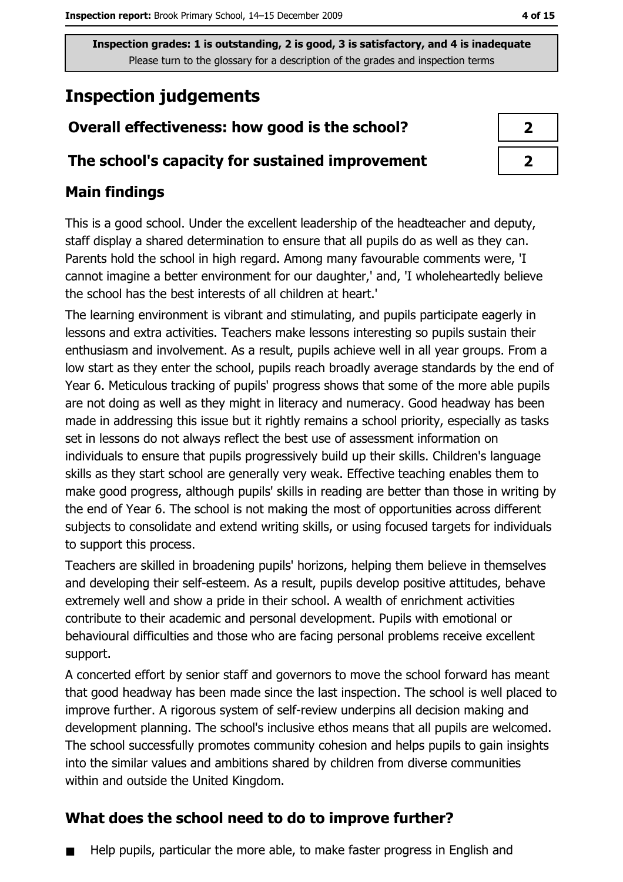Inspection grades: 1 is outstanding, 2 is good, 3 is satisfactory, and 4 is inadequate
Please turn to the glossary for a description of the grades and inspection terms

# Inspection judgements

| | |
|---|---|
| **Overall effectiveness: how good is the school?** | 2 |
| **The school's capacity for sustained improvement** | 2 |

## Main findings

This is a good school. Under the excellent leadership of the headteacher and deputy, staff display a shared determination to ensure that all pupils do as well as they can. Parents hold the school in high regard. Among many favourable comments were, 'I cannot imagine a better environment for our daughter,' and, 'I wholeheartedly believe the school has the best interests of all children at heart.'

The learning environment is vibrant and stimulating, and pupils participate eagerly in lessons and extra activities. Teachers make lessons interesting so pupils sustain their enthusiasm and involvement. As a result, pupils achieve well in all year groups. From a low start as they enter the school, pupils reach broadly average standards by the end of Year 6. Meticulous tracking of pupils' progress shows that some of the more able pupils are not doing as well as they might in literacy and numeracy. Good headway has been made in addressing this issue but it rightly remains a school priority, especially as tasks set in lessons do not always reflect the best use of assessment information on individuals to ensure that pupils progressively build up their skills. Children's language skills as they start school are generally very weak. Effective teaching enables them to make good progress, although pupils' skills in reading are better than those in writing by the end of Year 6. The school is not making the most of opportunities across different subjects to consolidate and extend writing skills, or using focused targets for individuals to support this process.

Teachers are skilled in broadening pupils' horizons, helping them believe in themselves and developing their self-esteem. As a result, pupils develop positive attitudes, behave extremely well and show a pride in their school. A wealth of enrichment activities contribute to their academic and personal development. Pupils with emotional or behavioural difficulties and those who are facing personal problems receive excellent support.

A concerted effort by senior staff and governors to move the school forward has meant that good headway has been made since the last inspection. The school is well placed to improve further. A rigorous system of self-review underpins all decision making and development planning. The school's inclusive ethos means that all pupils are welcomed. The school successfully promotes community cohesion and helps pupils to gain insights into the similar values and ambitions shared by children from diverse communities within and outside the United Kingdom.

## What does the school need to do to improve further?

- Help pupils, particular the more able, to make faster progress in English and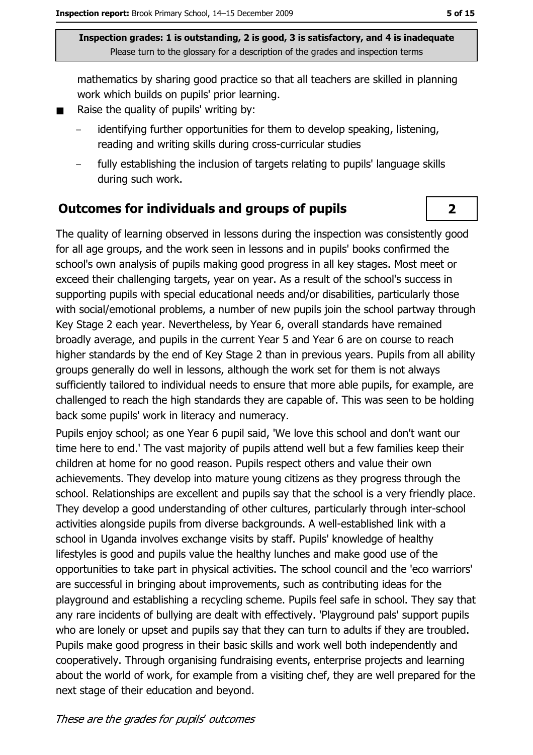mathematics by sharing good practice so that all teachers are skilled in planning work which builds on pupils' prior learning.

- Raise the quality of pupils' writing by:
  - identifying further opportunities for them to develop speaking, listening, reading and writing skills during cross-curricular studies
  - fully establishing the inclusion of targets relating to pupils' language skills during such work.

## Outcomes for individuals and groups of pupils

**2**

The quality of learning observed in lessons during the inspection was consistently good for all age groups, and the work seen in lessons and in pupils' books confirmed the school's own analysis of pupils making good progress in all key stages. Most meet or exceed their challenging targets, year on year. As a result of the school's success in supporting pupils with special educational needs and/or disabilities, particularly those with social/emotional problems, a number of new pupils join the school partway through Key Stage 2 each year. Nevertheless, by Year 6, overall standards have remained broadly average, and pupils in the current Year 5 and Year 6 are on course to reach higher standards by the end of Key Stage 2 than in previous years. Pupils from all ability groups generally do well in lessons, although the work set for them is not always sufficiently tailored to individual needs to ensure that more able pupils, for example, are challenged to reach the high standards they are capable of. This was seen to be holding back some pupils' work in literacy and numeracy.

Pupils enjoy school; as one Year 6 pupil said, 'We love this school and don't want our time here to end.' The vast majority of pupils attend well but a few families keep their children at home for no good reason. Pupils respect others and value their own achievements. They develop into mature young citizens as they progress through the school. Relationships are excellent and pupils say that the school is a very friendly place. They develop a good understanding of other cultures, particularly through inter-school activities alongside pupils from diverse backgrounds. A well-established link with a school in Uganda involves exchange visits by staff. Pupils' knowledge of healthy lifestyles is good and pupils value the healthy lunches and make good use of the opportunities to take part in physical activities. The school council and the 'eco warriors' are successful in bringing about improvements, such as contributing ideas for the playground and establishing a recycling scheme. Pupils feel safe in school. They say that any rare incidents of bullying are dealt with effectively. 'Playground pals' support pupils who are lonely or upset and pupils say that they can turn to adults if they are troubled. Pupils make good progress in their basic skills and work well both independently and cooperatively. Through organising fundraising events, enterprise projects and learning about the world of work, for example from a visiting chef, they are well prepared for the next stage of their education and beyond.

*These are the grades for pupils' outcomes*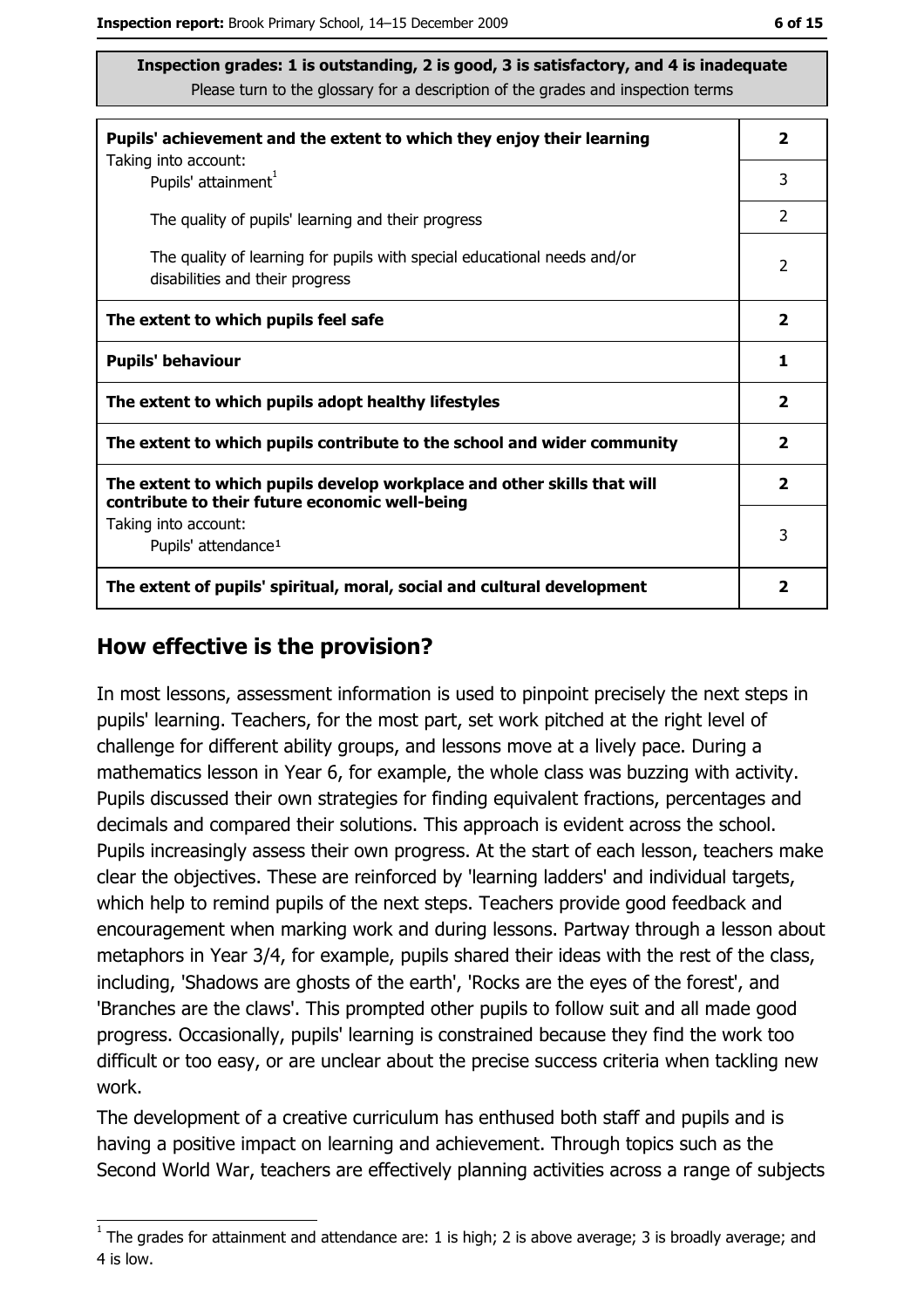**Inspection grades: 1 is outstanding, 2 is good, 3 is satisfactory, and 4 is inadequate**
Please turn to the glossary for a description of the grades and inspection terms

| | |
|---|---|
| **Pupils' achievement and the extent to which they enjoy their learning** | **2** |
| Taking into account: Pupils' attainment[1] | 3 |
| The quality of pupils' learning and their progress | 2 |
| The quality of learning for pupils with special educational needs and/or disabilities and their progress | 2 |
| **The extent to which pupils feel safe** | **2** |
| **Pupils' behaviour** | **1** |
| **The extent to which pupils adopt healthy lifestyles** | **2** |
| **The extent to which pupils contribute to the school and wider community** | **2** |
| **The extent to which pupils develop workplace and other skills that will contribute to their future economic well-being** | **2** |
| Taking into account: Pupils' attendance[1] | 3 |
| **The extent of pupils' spiritual, moral, social and cultural development** | **2** |

## How effective is the provision?

In most lessons, assessment information is used to pinpoint precisely the next steps in pupils' learning. Teachers, for the most part, set work pitched at the right level of challenge for different ability groups, and lessons move at a lively pace. During a mathematics lesson in Year 6, for example, the whole class was buzzing with activity. Pupils discussed their own strategies for finding equivalent fractions, percentages and decimals and compared their solutions. This approach is evident across the school. Pupils increasingly assess their own progress. At the start of each lesson, teachers make clear the objectives. These are reinforced by 'learning ladders' and individual targets, which help to remind pupils of the next steps. Teachers provide good feedback and encouragement when marking work and during lessons. Partway through a lesson about metaphors in Year 3/4, for example, pupils shared their ideas with the rest of the class, including, 'Shadows are ghosts of the earth', 'Rocks are the eyes of the forest', and 'Branches are the claws'. This prompted other pupils to follow suit and all made good progress. Occasionally, pupils' learning is constrained because they find the work too difficult or too easy, or are unclear about the precise success criteria when tackling new work.

The development of a creative curriculum has enthused both staff and pupils and is having a positive impact on learning and achievement. Through topics such as the Second World War, teachers are effectively planning activities across a range of subjects

[1] The grades for attainment and attendance are: 1 is high; 2 is above average; 3 is broadly average; and 4 is low.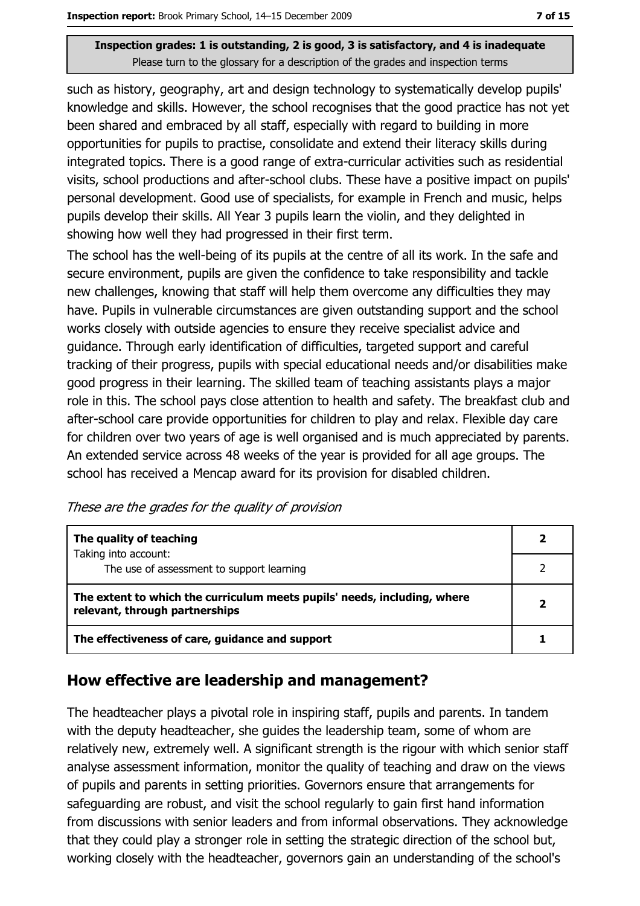such as history, geography, art and design technology to systematically develop pupils' knowledge and skills. However, the school recognises that the good practice has not yet been shared and embraced by all staff, especially with regard to building in more opportunities for pupils to practise, consolidate and extend their literacy skills during integrated topics. There is a good range of extra-curricular activities such as residential visits, school productions and after-school clubs. These have a positive impact on pupils' personal development. Good use of specialists, for example in French and music, helps pupils develop their skills. All Year 3 pupils learn the violin, and they delighted in showing how well they had progressed in their first term.

The school has the well-being of its pupils at the centre of all its work. In the safe and secure environment, pupils are given the confidence to take responsibility and tackle new challenges, knowing that staff will help them overcome any difficulties they may have. Pupils in vulnerable circumstances are given outstanding support and the school works closely with outside agencies to ensure they receive specialist advice and guidance. Through early identification of difficulties, targeted support and careful tracking of their progress, pupils with special educational needs and/or disabilities make good progress in their learning. The skilled team of teaching assistants plays a major role in this. The school pays close attention to health and safety. The breakfast club and after-school care provide opportunities for children to play and relax. Flexible day care for children over two years of age is well organised and is much appreciated by parents. An extended service across 48 weeks of the year is provided for all age groups. The school has received a Mencap award for its provision for disabled children.

*These are the grades for the quality of provision*

| | |
|---|---|
| **The quality of teaching** | **2** |
| Taking into account: The use of assessment to support learning | 2 |
| **The extent to which the curriculum meets pupils' needs, including, where relevant, through partnerships** | **2** |
| **The effectiveness of care, guidance and support** | **1** |

## How effective are leadership and management?

The headteacher plays a pivotal role in inspiring staff, pupils and parents. In tandem with the deputy headteacher, she guides the leadership team, some of whom are relatively new, extremely well. A significant strength is the rigour with which senior staff analyse assessment information, monitor the quality of teaching and draw on the views of pupils and parents in setting priorities. Governors ensure that arrangements for safeguarding are robust, and visit the school regularly to gain first hand information from discussions with senior leaders and from informal observations. They acknowledge that they could play a stronger role in setting the strategic direction of the school but, working closely with the headteacher, governors gain an understanding of the school's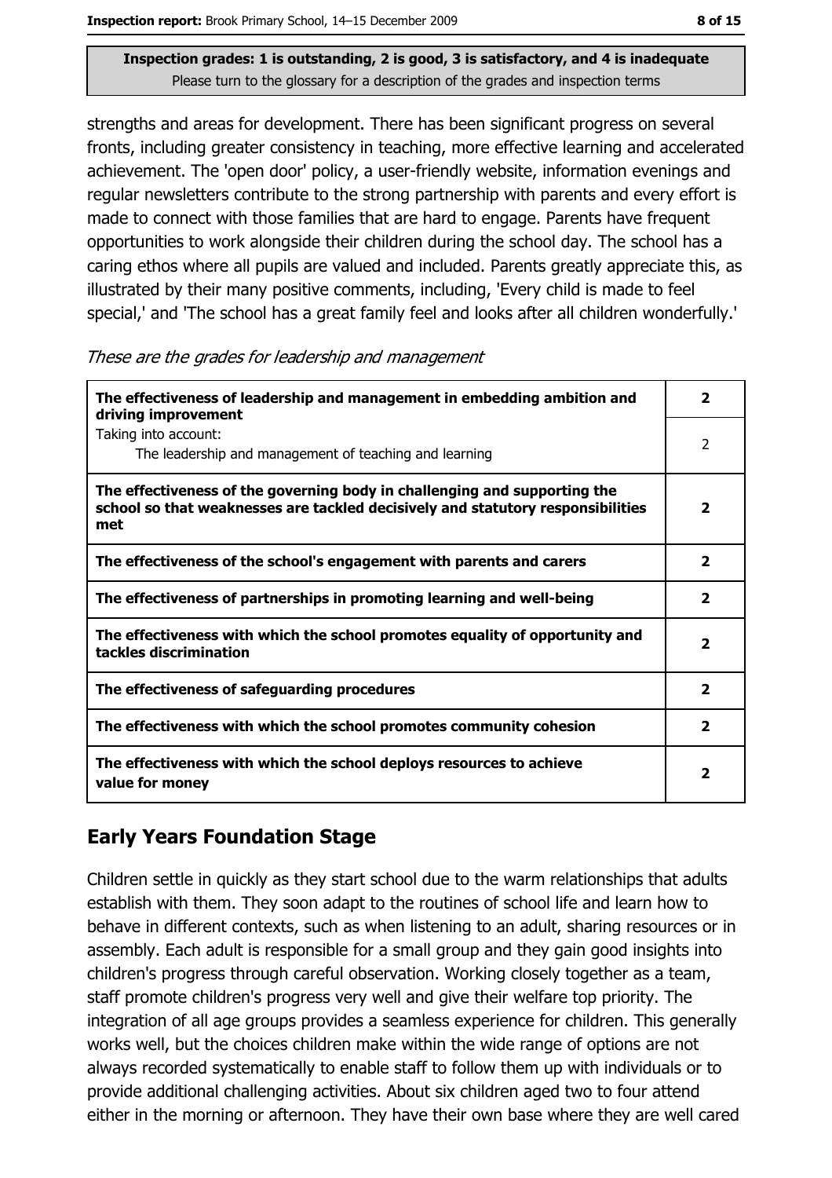**Inspection grades: 1 is outstanding, 2 is good, 3 is satisfactory, and 4 is inadequate**
Please turn to the glossary for a description of the grades and inspection terms

strengths and areas for development. There has been significant progress on several fronts, including greater consistency in teaching, more effective learning and accelerated achievement. The 'open door' policy, a user-friendly website, information evenings and regular newsletters contribute to the strong partnership with parents and every effort is made to connect with those families that are hard to engage. Parents have frequent opportunities to work alongside their children during the school day. The school has a caring ethos where all pupils are valued and included. Parents greatly appreciate this, as illustrated by their many positive comments, including, 'Every child is made to feel special,' and 'The school has a great family feel and looks after all children wonderfully.'

*These are the grades for leadership and management*

| | |
|---|---|
| **The effectiveness of leadership and management in embedding ambition and driving improvement** | **2** |
| Taking into account: The leadership and management of teaching and learning | 2 |
| **The effectiveness of the governing body in challenging and supporting the school so that weaknesses are tackled decisively and statutory responsibilities met** | **2** |
| **The effectiveness of the school's engagement with parents and carers** | **2** |
| **The effectiveness of partnerships in promoting learning and well-being** | **2** |
| **The effectiveness with which the school promotes equality of opportunity and tackles discrimination** | **2** |
| **The effectiveness of safeguarding procedures** | **2** |
| **The effectiveness with which the school promotes community cohesion** | **2** |
| **The effectiveness with which the school deploys resources to achieve value for money** | **2** |

## Early Years Foundation Stage

Children settle in quickly as they start school due to the warm relationships that adults establish with them. They soon adapt to the routines of school life and learn how to behave in different contexts, such as when listening to an adult, sharing resources or in assembly. Each adult is responsible for a small group and they gain good insights into children's progress through careful observation. Working closely together as a team, staff promote children's progress very well and give their welfare top priority. The integration of all age groups provides a seamless experience for children. This generally works well, but the choices children make within the wide range of options are not always recorded systematically to enable staff to follow them up with individuals or to provide additional challenging activities. About six children aged two to four attend either in the morning or afternoon. They have their own base where they are well cared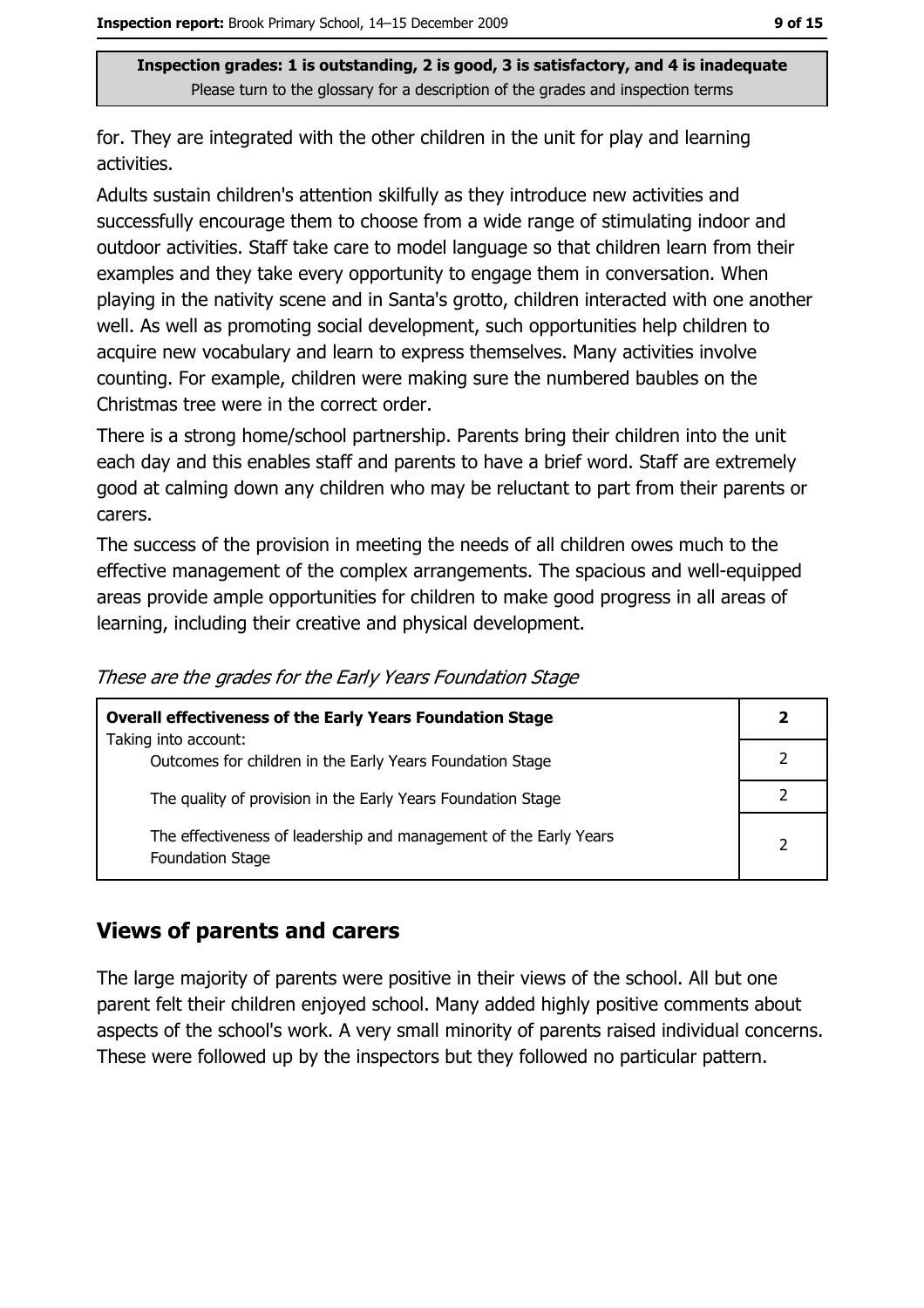**Inspection grades: 1 is outstanding, 2 is good, 3 is satisfactory, and 4 is inadequate**
Please turn to the glossary for a description of the grades and inspection terms

for. They are integrated with the other children in the unit for play and learning activities.

Adults sustain children's attention skilfully as they introduce new activities and successfully encourage them to choose from a wide range of stimulating indoor and outdoor activities. Staff take care to model language so that children learn from their examples and they take every opportunity to engage them in conversation. When playing in the nativity scene and in Santa's grotto, children interacted with one another well. As well as promoting social development, such opportunities help children to acquire new vocabulary and learn to express themselves. Many activities involve counting. For example, children were making sure the numbered baubles on the Christmas tree were in the correct order.

There is a strong home/school partnership. Parents bring their children into the unit each day and this enables staff and parents to have a brief word. Staff are extremely good at calming down any children who may be reluctant to part from their parents or carers.

The success of the provision in meeting the needs of all children owes much to the effective management of the complex arrangements. The spacious and well-equipped areas provide ample opportunities for children to make good progress in all areas of learning, including their creative and physical development.

*These are the grades for the Early Years Foundation Stage*

| **Overall effectiveness of the Early Years Foundation Stage** | **2** |
|---|---|
| Taking into account: Outcomes for children in the Early Years Foundation Stage | 2 |
| The quality of provision in the Early Years Foundation Stage | 2 |
| The effectiveness of leadership and management of the Early Years Foundation Stage | 2 |

## Views of parents and carers

The large majority of parents were positive in their views of the school. All but one parent felt their children enjoyed school. Many added highly positive comments about aspects of the school's work. A very small minority of parents raised individual concerns. These were followed up by the inspectors but they followed no particular pattern.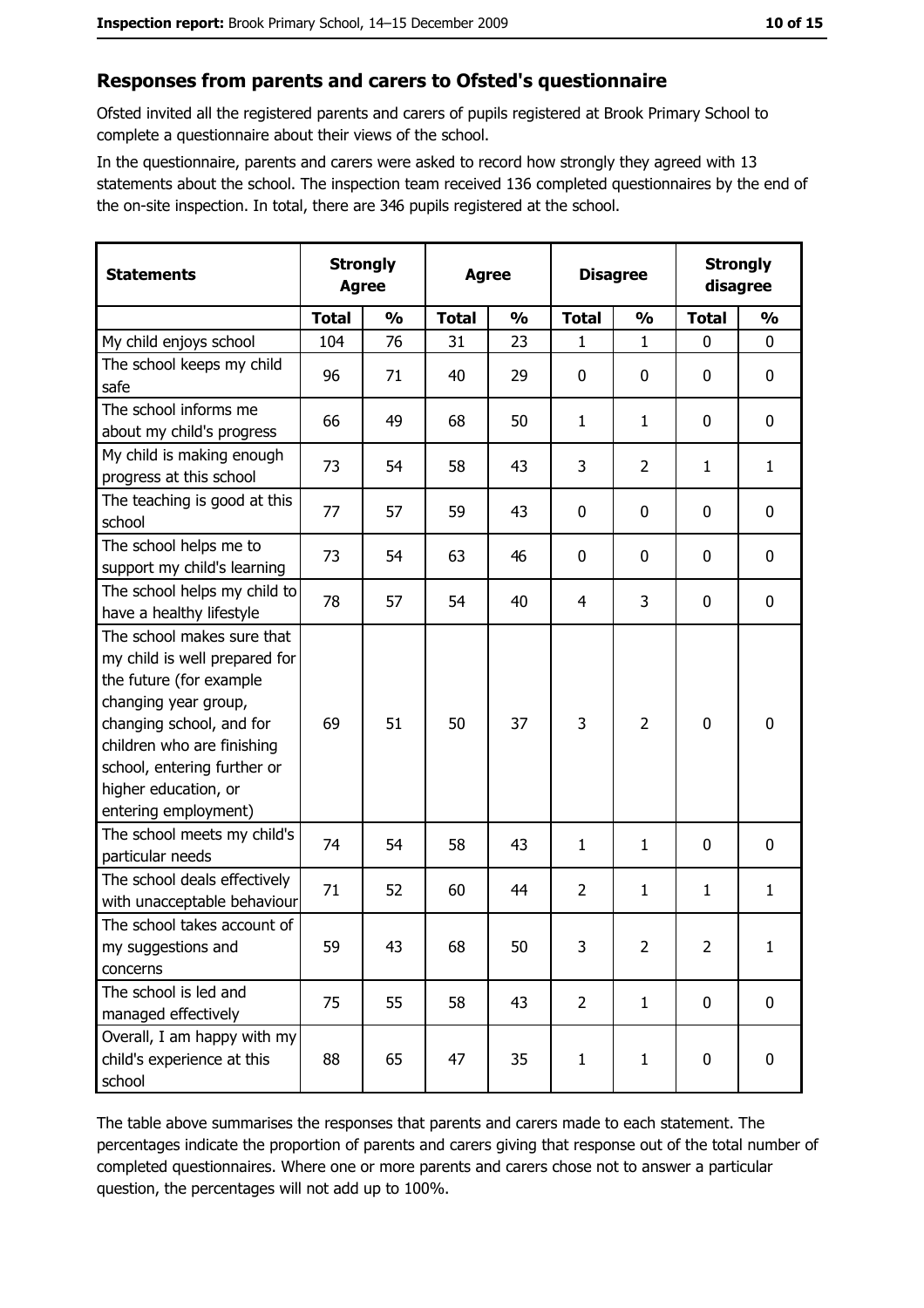## Responses from parents and carers to Ofsted's questionnaire

Ofsted invited all the registered parents and carers of pupils registered at Brook Primary School to complete a questionnaire about their views of the school.

In the questionnaire, parents and carers were asked to record how strongly they agreed with 13 statements about the school. The inspection team received 136 completed questionnaires by the end of the on-site inspection. In total, there are 346 pupils registered at the school.

| Statements | Strongly Agree | | Agree | | Disagree | | Strongly disagree | |
|---|---|---|---|---|---|---|---|---|
| | Total | % | Total | % | Total | % | Total | % |
| My child enjoys school | 104 | 76 | 31 | 23 | 1 | 1 | 0 | 0 |
| The school keeps my child safe | 96 | 71 | 40 | 29 | 0 | 0 | 0 | 0 |
| The school informs me about my child's progress | 66 | 49 | 68 | 50 | 1 | 1 | 0 | 0 |
| My child is making enough progress at this school | 73 | 54 | 58 | 43 | 3 | 2 | 1 | 1 |
| The teaching is good at this school | 77 | 57 | 59 | 43 | 0 | 0 | 0 | 0 |
| The school helps me to support my child's learning | 73 | 54 | 63 | 46 | 0 | 0 | 0 | 0 |
| The school helps my child to have a healthy lifestyle | 78 | 57 | 54 | 40 | 4 | 3 | 0 | 0 |
| The school makes sure that my child is well prepared for the future (for example changing year group, changing school, and for children who are finishing school, entering further or higher education, or entering employment) | 69 | 51 | 50 | 37 | 3 | 2 | 0 | 0 |
| The school meets my child's particular needs | 74 | 54 | 58 | 43 | 1 | 1 | 0 | 0 |
| The school deals effectively with unacceptable behaviour | 71 | 52 | 60 | 44 | 2 | 1 | 1 | 1 |
| The school takes account of my suggestions and concerns | 59 | 43 | 68 | 50 | 3 | 2 | 2 | 1 |
| The school is led and managed effectively | 75 | 55 | 58 | 43 | 2 | 1 | 0 | 0 |
| Overall, I am happy with my child's experience at this school | 88 | 65 | 47 | 35 | 1 | 1 | 0 | 0 |

The table above summarises the responses that parents and carers made to each statement. The percentages indicate the proportion of parents and carers giving that response out of the total number of completed questionnaires. Where one or more parents and carers chose not to answer a particular question, the percentages will not add up to 100%.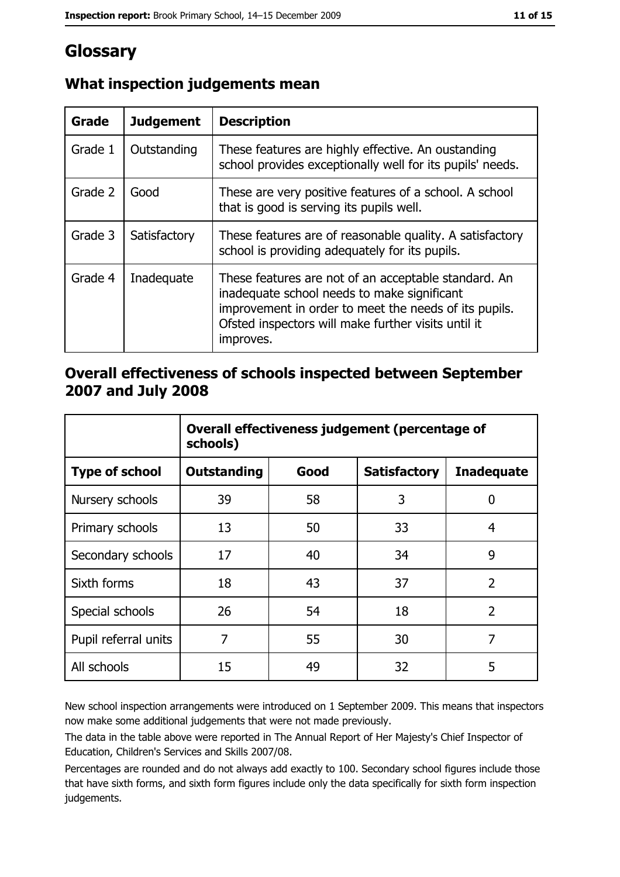# Glossary

## What inspection judgements mean

| Grade | Judgement | Description |
|---|---|---|
| Grade 1 | Outstanding | These features are highly effective. An oustanding school provides exceptionally well for its pupils' needs. |
| Grade 2 | Good | These are very positive features of a school. A school that is good is serving its pupils well. |
| Grade 3 | Satisfactory | These features are of reasonable quality. A satisfactory school is providing adequately for its pupils. |
| Grade 4 | Inadequate | These features are not of an acceptable standard. An inadequate school needs to make significant improvement in order to meet the needs of its pupils. Ofsted inspectors will make further visits until it improves. |

## Overall effectiveness of schools inspected between September 2007 and July 2008

| | Overall effectiveness judgement (percentage of schools) | | | |
|---|---|---|---|---|
| **Type of school** | **Outstanding** | **Good** | **Satisfactory** | **Inadequate** |
| Nursery schools | 39 | 58 | 3 | 0 |
| Primary schools | 13 | 50 | 33 | 4 |
| Secondary schools | 17 | 40 | 34 | 9 |
| Sixth forms | 18 | 43 | 37 | 2 |
| Special schools | 26 | 54 | 18 | 2 |
| Pupil referral units | 7 | 55 | 30 | 7 |
| All schools | 15 | 49 | 32 | 5 |

New school inspection arrangements were introduced on 1 September 2009. This means that inspectors now make some additional judgements that were not made previously.

The data in the table above were reported in The Annual Report of Her Majesty's Chief Inspector of Education, Children's Services and Skills 2007/08.

Percentages are rounded and do not always add exactly to 100. Secondary school figures include those that have sixth forms, and sixth form figures include only the data specifically for sixth form inspection judgements.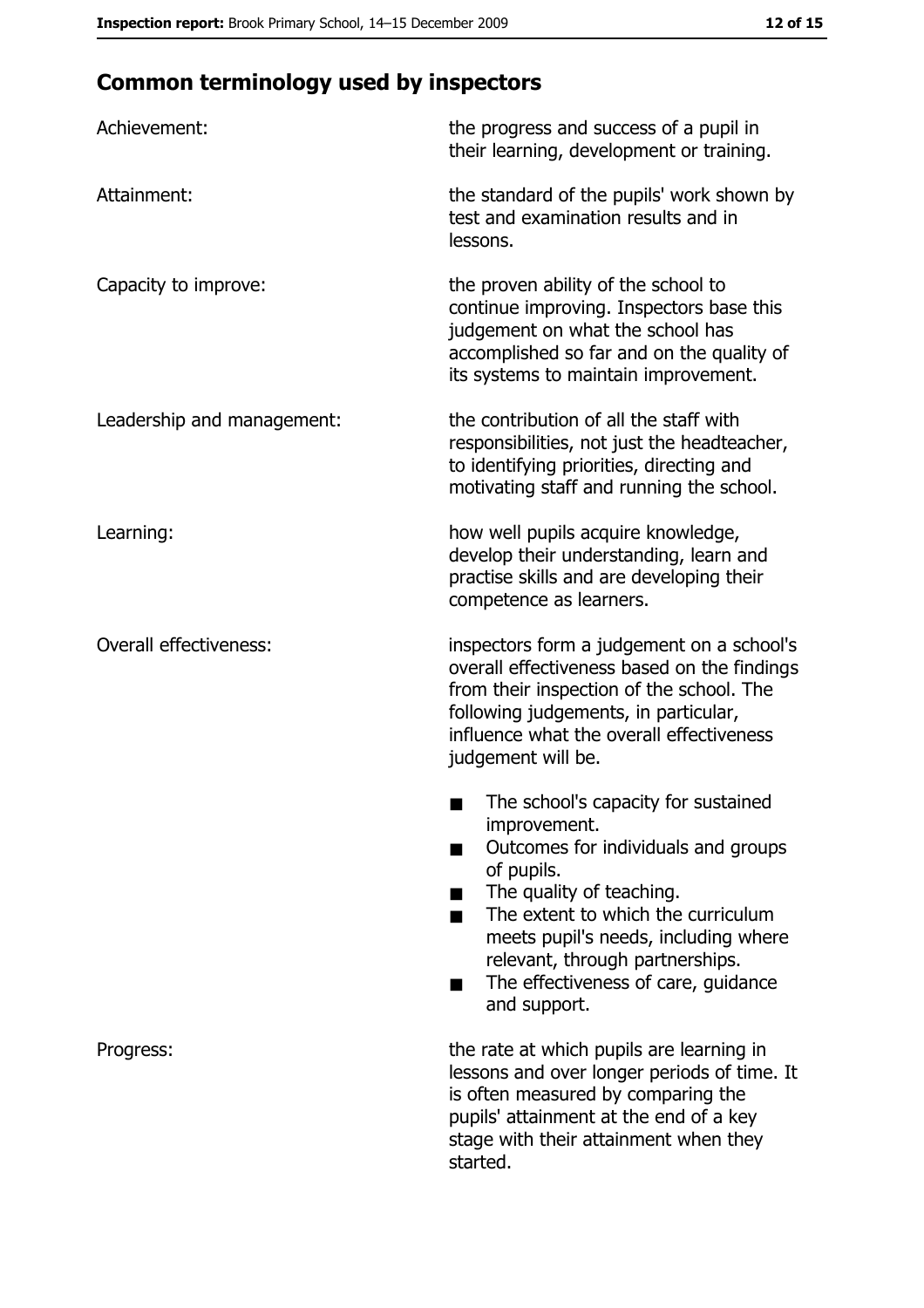## Common terminology used by inspectors

| | |
|---|---|
| Achievement: | the progress and success of a pupil in their learning, development or training. |
| Attainment: | the standard of the pupils' work shown by test and examination results and in lessons. |
| Capacity to improve: | the proven ability of the school to continue improving. Inspectors base this judgement on what the school has accomplished so far and on the quality of its systems to maintain improvement. |
| Leadership and management: | the contribution of all the staff with responsibilities, not just the headteacher, to identifying priorities, directing and motivating staff and running the school. |
| Learning: | how well pupils acquire knowledge, develop their understanding, learn and practise skills and are developing their competence as learners. |
| Overall effectiveness: | inspectors form a judgement on a school's overall effectiveness based on the findings from their inspection of the school. The following judgements, in particular, influence what the overall effectiveness judgement will be.<br>■ The school's capacity for sustained improvement.<br>■ Outcomes for individuals and groups of pupils.<br>■ The quality of teaching.<br>■ The extent to which the curriculum meets pupil's needs, including where relevant, through partnerships.<br>■ The effectiveness of care, guidance and support. |
| Progress: | the rate at which pupils are learning in lessons and over longer periods of time. It is often measured by comparing the pupils' attainment at the end of a key stage with their attainment when they started. |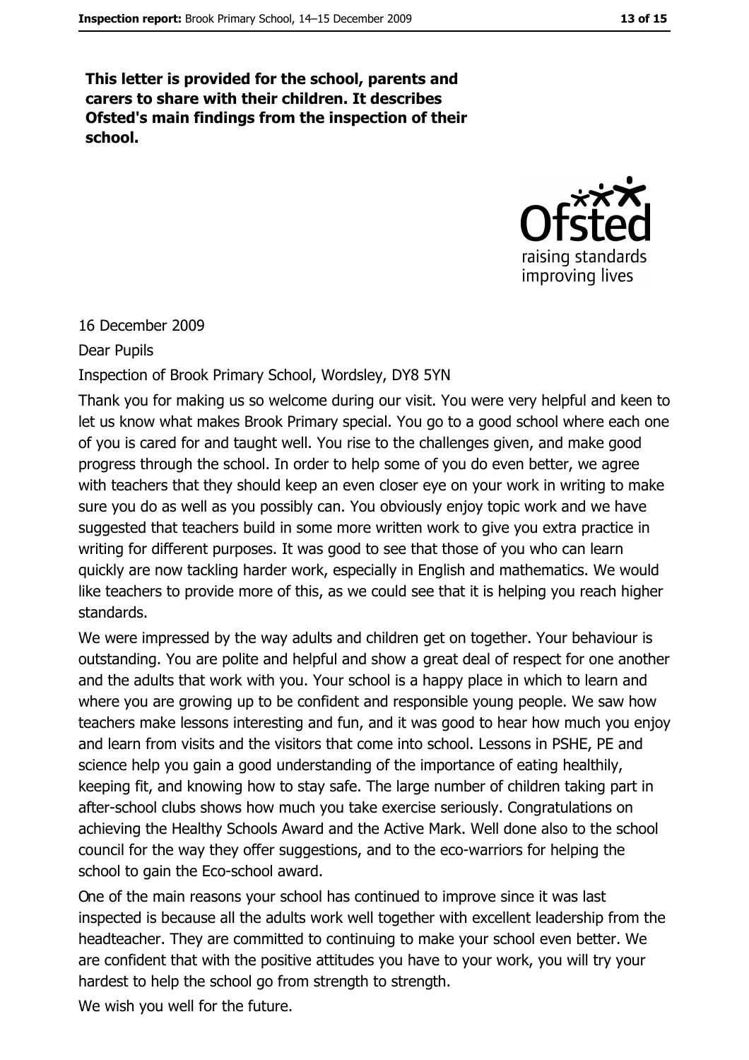**This letter is provided for the school, parents and carers to share with their children. It describes Ofsted's main findings from the inspection of their school.**

16 December 2009

Dear Pupils

Inspection of Brook Primary School, Wordsley, DY8 5YN

Thank you for making us so welcome during our visit. You were very helpful and keen to let us know what makes Brook Primary special. You go to a good school where each one of you is cared for and taught well. You rise to the challenges given, and make good progress through the school. In order to help some of you do even better, we agree with teachers that they should keep an even closer eye on your work in writing to make sure you do as well as you possibly can. You obviously enjoy topic work and we have suggested that teachers build in some more written work to give you extra practice in writing for different purposes. It was good to see that those of you who can learn quickly are now tackling harder work, especially in English and mathematics. We would like teachers to provide more of this, as we could see that it is helping you reach higher standards.

We were impressed by the way adults and children get on together. Your behaviour is outstanding. You are polite and helpful and show a great deal of respect for one another and the adults that work with you. Your school is a happy place in which to learn and where you are growing up to be confident and responsible young people. We saw how teachers make lessons interesting and fun, and it was good to hear how much you enjoy and learn from visits and the visitors that come into school. Lessons in PSHE, PE and science help you gain a good understanding of the importance of eating healthily, keeping fit, and knowing how to stay safe. The large number of children taking part in after-school clubs shows how much you take exercise seriously. Congratulations on achieving the Healthy Schools Award and the Active Mark. Well done also to the school council for the way they offer suggestions, and to the eco-warriors for helping the school to gain the Eco-school award.

One of the main reasons your school has continued to improve since it was last inspected is because all the adults work well together with excellent leadership from the headteacher. They are committed to continuing to make your school even better. We are confident that with the positive attitudes you have to your work, you will try your hardest to help the school go from strength to strength.

We wish you well for the future.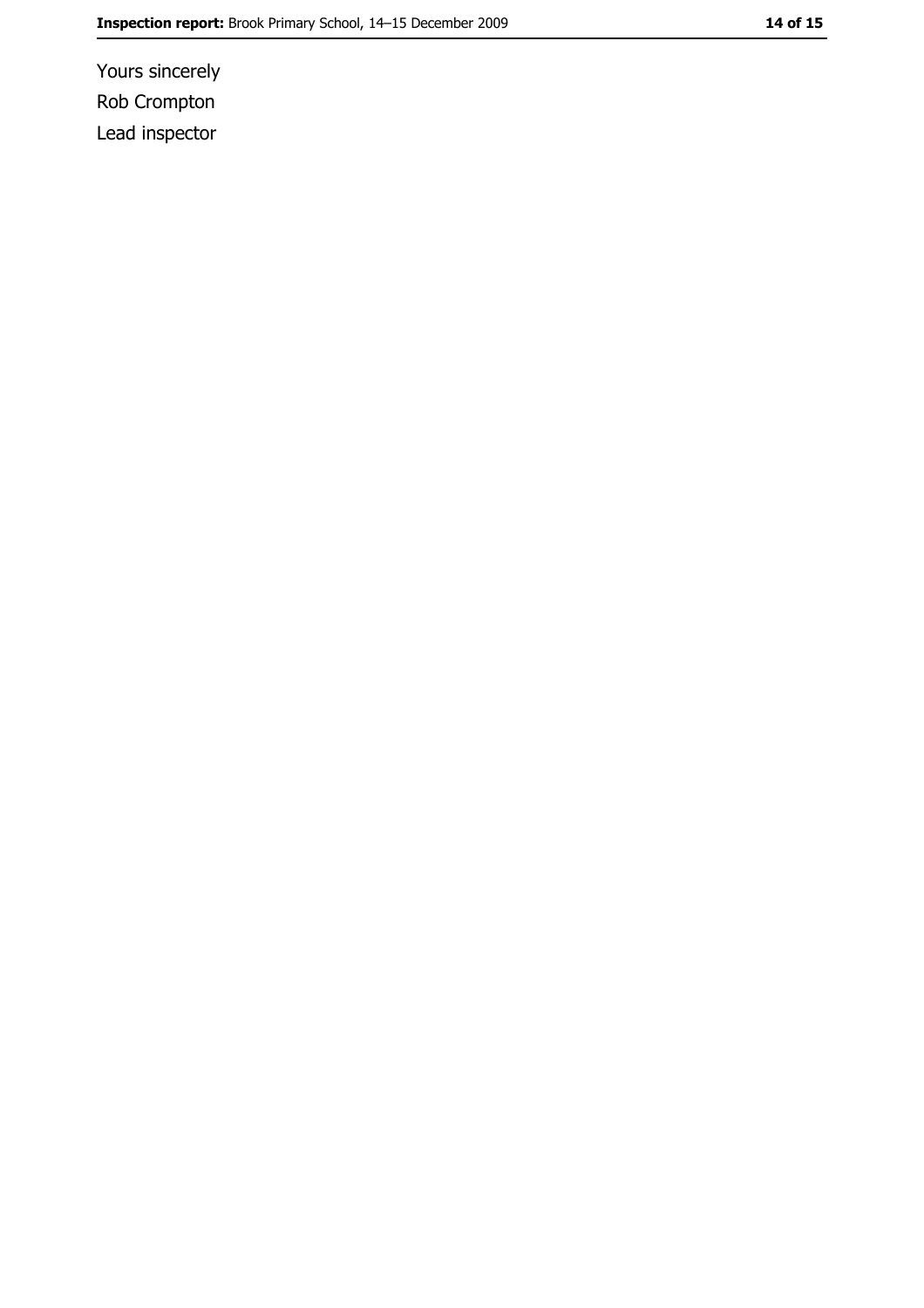Yours sincerely

Rob Crompton

Lead inspector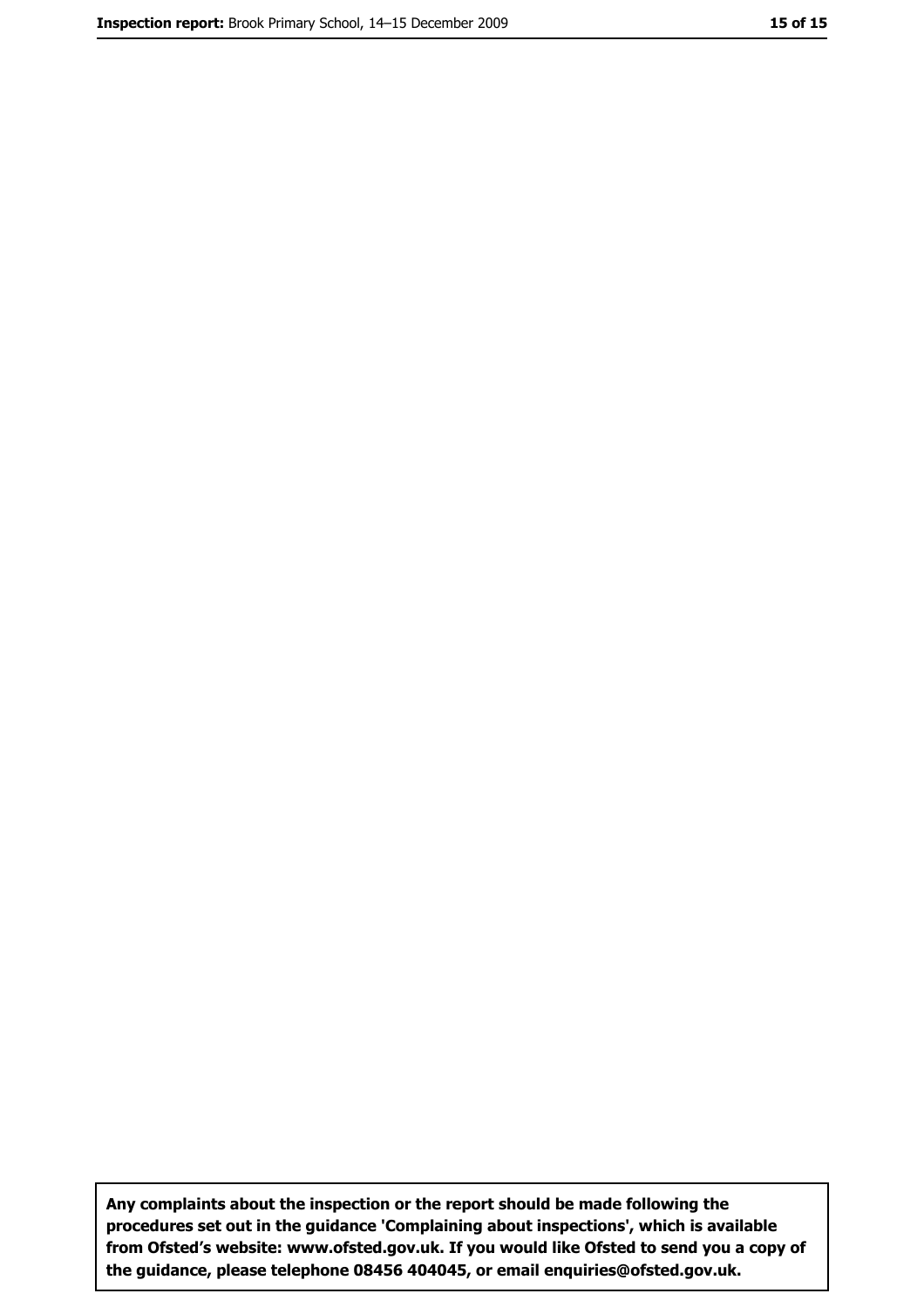**Any complaints about the inspection or the report should be made following the procedures set out in the guidance 'Complaining about inspections', which is available from Ofsted's website: www.ofsted.gov.uk. If you would like Ofsted to send you a copy of the guidance, please telephone 08456 404045, or email enquiries@ofsted.gov.uk.**